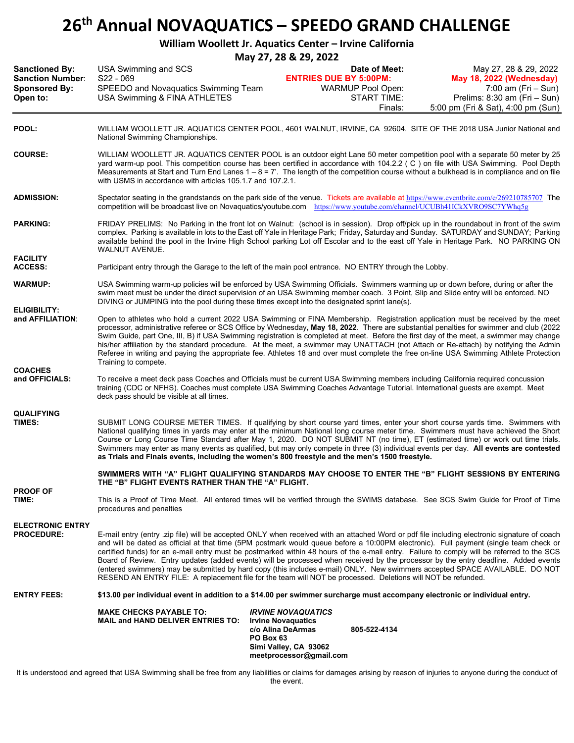# 26th Annual NOVAQUATICS – SPEEDO GRAND CHALLENGE

**William Woollett Jr. Aquatics Center – Irvine California**

**May 27, 28 & 29, 2022**

| | | | |
|---|---|---|---|
| **Sanctioned By:** | USA Swimming and SCS | **Date of Meet:** | May 27, 28 & 29, 2022 |
| **Sanction Number**: | S22 - 069 | **ENTRIES DUE BY 5:00PM:** | **May 18, 2022 (Wednesday)** |
| **Sponsored By:** | SPEEDO and Novaquatics Swimming Team | WARMUP Pool Open: | 7:00 am (Fri – Sun) |
| **Open to:** | USA Swimming & FINA ATHLETES | START TIME: | Prelims: 8:30 am (Fri – Sun) |
| | | Finals: | 5:00 pm (Fri & Sat), 4:00 pm (Sun) |

**POOL:** WILLIAM WOOLLETT JR. AQUATICS CENTER POOL, 4601 WALNUT, IRVINE, CA 92604. SITE OF THE 2018 USA Junior National and National Swimming Championships.

**COURSE:** WILLIAM WOOLLETT JR. AQUATICS CENTER POOL is an outdoor eight Lane 50 meter competition pool with a separate 50 meter by 25 yard warm-up pool. This competition course has been certified in accordance with 104.2.2 ( C ) on file with USA Swimming. Pool Depth Measurements at Start and Turn End Lanes 1 – 8 = 7'. The length of the competition course without a bulkhead is in compliance and on file with USMS in accordance with articles 105.1.7 and 107.2.1.

**ADMISSION:** Spectator seating in the grandstands on the park side of the venue. Tickets are available at https://www.eventbrite.com/e/269210785707 The competition will be broadcast live on Novaquatics/youtube.com https://www.youtube.com/channel/UCUBh41ICkXVRO9SC7YWhq5g

**PARKING:** FRIDAY PRELIMS: No Parking in the front lot on Walnut: (school is in session). Drop off/pick up in the roundabout in front of the swim complex. Parking is available in lots to the East off Yale in Heritage Park; Friday, Saturday and Sunday. SATURDAY and SUNDAY; Parking available behind the pool in the Irvine High School parking Lot off Escolar and to the east off Yale in Heritage Park. NO PARKING ON WALNUT AVENUE.

**FACILITY ACCESS:** Participant entry through the Garage to the left of the main pool entrance. NO ENTRY through the Lobby.

**WARMUP:** USA Swimming warm-up policies will be enforced by USA Swimming Officials. Swimmers warming up or down before, during or after the swim meet must be under the direct supervision of an USA Swimming member coach. 3 Point, Slip and Slide entry will be enforced. NO DIVING or JUMPING into the pool during these times except into the designated sprint lane(s).

**ELIGIBILITY: and AFFILIATION**: Open to athletes who hold a current 2022 USA Swimming or FINA Membership. Registration application must be received by the meet processor, administrative referee or SCS Office by Wednesday**, May 18, 2022**. There are substantial penalties for swimmer and club (2022 Swim Guide, part One, III, B) if USA Swimming registration is completed at meet. Before the first day of the meet, a swimmer may change his/her affiliation by the standard procedure. At the meet, a swimmer may UNATTACH (not Attach or Re-attach) by notifying the Admin Referee in writing and paying the appropriate fee. Athletes 18 and over must complete the free on-line USA Swimming Athlete Protection Training to compete.

**COACHES and OFFICIALS:** To receive a meet deck pass Coaches and Officials must be current USA Swimming members including California required concussion training (CDC or NFHS). Coaches must complete USA Swimming Coaches Advantage Tutorial. International guests are exempt. Meet deck pass should be visible at all times.

**QUALIFYING TIMES:** SUBMIT LONG COURSE METER TIMES. If qualifying by short course yard times, enter your short course yards time. Swimmers with National qualifying times in yards may enter at the minimum National long course meter time. Swimmers must have achieved the Short Course or Long Course Time Standard after May 1, 2020. DO NOT SUBMIT NT (no time), ET (estimated time) or work out time trials. Swimmers may enter as many events as qualified, but may only compete in three (3) individual events per day. **All events are contested as Trials and Finals events, including the women's 800 freestyle and the men's 1500 freestyle.**

**SWIMMERS WITH "A" FLIGHT QUALIFYING STANDARDS MAY CHOOSE TO ENTER THE "B" FLIGHT SESSIONS BY ENTERING THE "B" FLIGHT EVENTS RATHER THAN THE "A" FLIGHT.**

**PROOF OF TIME:** This is a Proof of Time Meet. All entered times will be verified through the SWIMS database. See SCS Swim Guide for Proof of Time procedures and penalties

**ELECTRONIC ENTRY PROCEDURE:** E-mail entry (entry .zip file) will be accepted ONLY when received with an attached Word or pdf file including electronic signature of coach and will be dated as official at that time (5PM postmark would queue before a 10:00PM electronic). Full payment (single team check or certified funds) for an e-mail entry must be postmarked within 48 hours of the e-mail entry. Failure to comply will be referred to the SCS Board of Review. Entry updates (added events) will be processed when received by the processor by the entry deadline. Added events (entered swimmers) may be submitted by hard copy (this includes e-mail) ONLY. New swimmers accepted SPACE AVAILABLE. DO NOT RESEND AN ENTRY FILE: A replacement file for the team will NOT be processed. Deletions will NOT be refunded.

**ENTRY FEES:** **$13.00 per individual event in addition to a $14.00 per swimmer surcharge must accompany electronic or individual entry.**

**MAKE CHECKS PAYABLE TO:** ***IRVINE NOVAQUATICS***

**MAIL and HAND DELIVER ENTRIES TO:**
**Irvine Novaquatics**
**c/o Alina DeArmas** **805-522-4134**
**PO Box 63**
**Simi Valley, CA 93062**
**meetprocessor@gmail.com**

It is understood and agreed that USA Swimming shall be free from any liabilities or claims for damages arising by reason of injuries to anyone during the conduct of the event.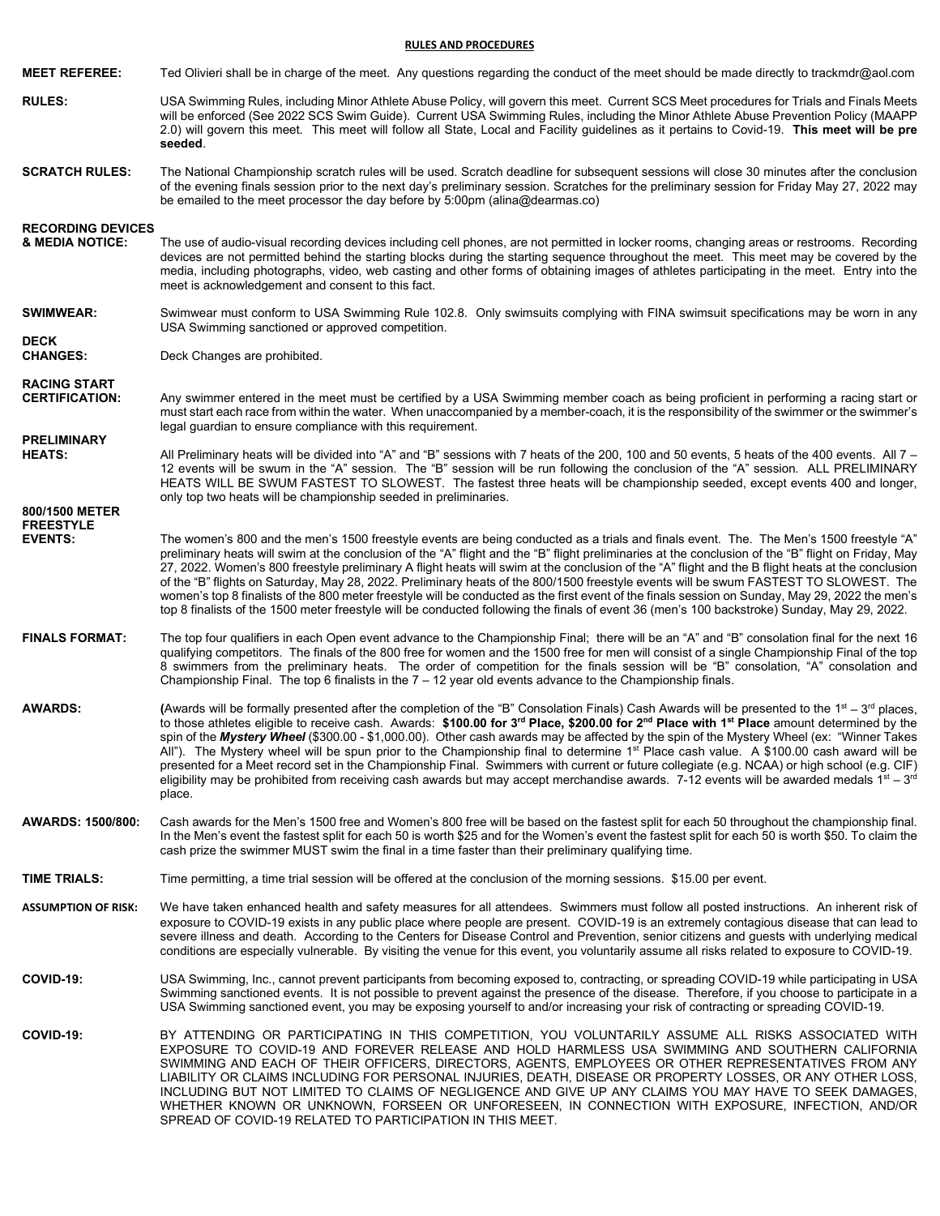## RULES AND PROCEDURES

**MEET REFEREE:** Ted Olivieri shall be in charge of the meet. Any questions regarding the conduct of the meet should be made directly to trackmdr@aol.com

**RULES:** USA Swimming Rules, including Minor Athlete Abuse Policy, will govern this meet. Current SCS Meet procedures for Trials and Finals Meets will be enforced (See 2022 SCS Swim Guide). Current USA Swimming Rules, including the Minor Athlete Abuse Prevention Policy (MAAPP 2.0) will govern this meet. This meet will follow all State, Local and Facility guidelines as it pertains to Covid-19. **This meet will be pre seeded**.

**SCRATCH RULES:** The National Championship scratch rules will be used. Scratch deadline for subsequent sessions will close 30 minutes after the conclusion of the evening finals session prior to the next day's preliminary session. Scratches for the preliminary session for Friday May 27, 2022 may be emailed to the meet processor the day before by 5:00pm (alina@dearmas.co)

**RECORDING DEVICES & MEDIA NOTICE:** The use of audio-visual recording devices including cell phones, are not permitted in locker rooms, changing areas or restrooms. Recording devices are not permitted behind the starting blocks during the starting sequence throughout the meet. This meet may be covered by the media, including photographs, video, web casting and other forms of obtaining images of athletes participating in the meet. Entry into the meet is acknowledgement and consent to this fact.

**SWIMWEAR:** Swimwear must conform to USA Swimming Rule 102.8. Only swimsuits complying with FINA swimsuit specifications may be worn in any USA Swimming sanctioned or approved competition.

**DECK CHANGES:** Deck Changes are prohibited.

**RACING START CERTIFICATION:** Any swimmer entered in the meet must be certified by a USA Swimming member coach as being proficient in performing a racing start or must start each race from within the water. When unaccompanied by a member-coach, it is the responsibility of the swimmer or the swimmer's legal guardian to ensure compliance with this requirement.

**PRELIMINARY HEATS:** All Preliminary heats will be divided into "A" and "B" sessions with 7 heats of the 200, 100 and 50 events, 5 heats of the 400 events. All 7 – 12 events will be swum in the "A" session. The "B" session will be run following the conclusion of the "A" session. ALL PRELIMINARY HEATS WILL BE SWUM FASTEST TO SLOWEST. The fastest three heats will be championship seeded, except events 400 and longer, only top two heats will be championship seeded in preliminaries.

**800/1500 METER FREESTYLE EVENTS:** The women's 800 and the men's 1500 freestyle events are being conducted as a trials and finals event. The. The Men's 1500 freestyle "A" preliminary heats will swim at the conclusion of the "A" flight and the "B" flight preliminaries at the conclusion of the "B" flight on Friday, May 27, 2022. Women's 800 freestyle preliminary A flight heats will swim at the conclusion of the "A" flight and the B flight heats at the conclusion of the "B" flights on Saturday, May 28, 2022. Preliminary heats of the 800/1500 freestyle events will be swum FASTEST TO SLOWEST. The women's top 8 finalists of the 800 meter freestyle will be conducted as the first event of the finals session on Sunday, May 29, 2022 the men's top 8 finalists of the 1500 meter freestyle will be conducted following the finals of event 36 (men's 100 backstroke) Sunday, May 29, 2022.

**FINALS FORMAT:** The top four qualifiers in each Open event advance to the Championship Final; there will be an "A" and "B" consolation final for the next 16 qualifying competitors. The finals of the 800 free for women and the 1500 free for men will consist of a single Championship Final of the top 8 swimmers from the preliminary heats. The order of competition for the finals session will be "B" consolation, "A" consolation and Championship Final. The top 6 finalists in the 7 – 12 year old events advance to the Championship finals.

**AWARDS:** (Awards will be formally presented after the completion of the "B" Consolation Finals) Cash Awards will be presented to the 1st – 3rd places, to those athletes eligible to receive cash. Awards: **$100.00 for 3rd Place, $200.00 for 2nd Place with 1st Place** amount determined by the spin of the ***Mystery Wheel*** ($300.00 - $1,000.00). Other cash awards may be affected by the spin of the Mystery Wheel (ex: "Winner Takes All"). The Mystery wheel will be spun prior to the Championship final to determine 1st Place cash value. A $100.00 cash award will be presented for a Meet record set in the Championship Final. Swimmers with current or future collegiate (e.g. NCAA) or high school (e.g. CIF) eligibility may be prohibited from receiving cash awards but may accept merchandise awards. 7-12 events will be awarded medals 1st – 3rd place.

**AWARDS: 1500/800:** Cash awards for the Men's 1500 free and Women's 800 free will be based on the fastest split for each 50 throughout the championship final. In the Men's event the fastest split for each 50 is worth $25 and for the Women's event the fastest split for each 50 is worth $50. To claim the cash prize the swimmer MUST swim the final in a time faster than their preliminary qualifying time.

**TIME TRIALS:** Time permitting, a time trial session will be offered at the conclusion of the morning sessions. $15.00 per event.

**ASSUMPTION OF RISK:** We have taken enhanced health and safety measures for all attendees. Swimmers must follow all posted instructions. An inherent risk of exposure to COVID-19 exists in any public place where people are present. COVID-19 is an extremely contagious disease that can lead to severe illness and death. According to the Centers for Disease Control and Prevention, senior citizens and guests with underlying medical conditions are especially vulnerable. By visiting the venue for this event, you voluntarily assume all risks related to exposure to COVID-19.

**COVID-19:** USA Swimming, Inc., cannot prevent participants from becoming exposed to, contracting, or spreading COVID-19 while participating in USA Swimming sanctioned events. It is not possible to prevent against the presence of the disease. Therefore, if you choose to participate in a USA Swimming sanctioned event, you may be exposing yourself to and/or increasing your risk of contracting or spreading COVID-19.

**COVID-19:** BY ATTENDING OR PARTICIPATING IN THIS COMPETITION, YOU VOLUNTARILY ASSUME ALL RISKS ASSOCIATED WITH EXPOSURE TO COVID-19 AND FOREVER RELEASE AND HOLD HARMLESS USA SWIMMING AND SOUTHERN CALIFORNIA SWIMMING AND EACH OF THEIR OFFICERS, DIRECTORS, AGENTS, EMPLOYEES OR OTHER REPRESENTATIVES FROM ANY LIABILITY OR CLAIMS INCLUDING FOR PERSONAL INJURIES, DEATH, DISEASE OR PROPERTY LOSSES, OR ANY OTHER LOSS, INCLUDING BUT NOT LIMITED TO CLAIMS OF NEGLIGENCE AND GIVE UP ANY CLAIMS YOU MAY HAVE TO SEEK DAMAGES, WHETHER KNOWN OR UNKNOWN, FORSEEN OR UNFORESEEN, IN CONNECTION WITH EXPOSURE, INFECTION, AND/OR SPREAD OF COVID-19 RELATED TO PARTICIPATION IN THIS MEET.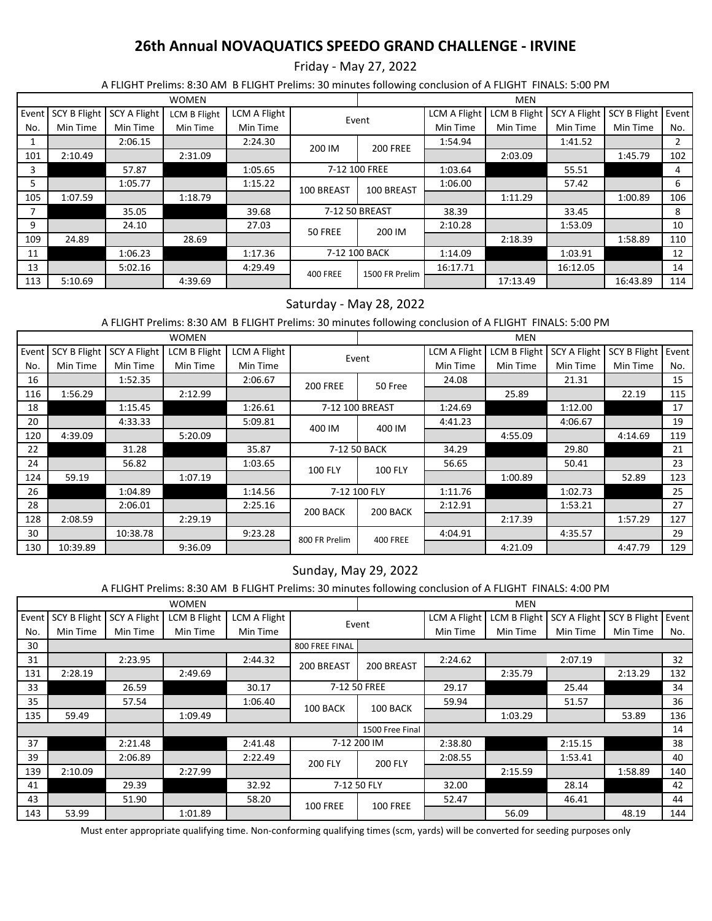# 26th Annual NOVAQUATICS SPEEDO GRAND CHALLENGE - IRVINE

## Friday - May 27, 2022

A FLIGHT Prelims: 8:30 AM B FLIGHT Prelims: 30 minutes following conclusion of A FLIGHT FINALS: 5:00 PM

| WOMEN | | | | | | | MEN | | | | |
|---|---|---|---|---|---|---|---|---|---|---|---|
| Event No. | SCY B Flight Min Time | SCY A Flight Min Time | LCM B Flight Min Time | LCM A Flight Min Time | Event | | LCM A Flight Min Time | LCM B Flight Min Time | SCY A Flight Min Time | SCY B Flight Min Time | Event No. |
| 1 | | 2:06.15 | | 2:24.30 | 200 IM | 200 FREE | 1:54.94 | | 1:41.52 | | 2 |
| 101 | 2:10.49 | | 2:31.09 | | | | | 2:03.09 | | 1:45.79 | 102 |
| 3 | | 57.87 | | 1:05.65 | 7-12 100 FREE | | 1:03.64 | | 55.51 | | 4 |
| 5 | | 1:05.77 | | 1:15.22 | 100 BREAST | 100 BREAST | 1:06.00 | | 57.42 | | 6 |
| 105 | 1:07.59 | | 1:18.79 | | | | | 1:11.29 | | 1:00.89 | 106 |
| 7 | | 35.05 | | 39.68 | 7-12 50 BREAST | | 38.39 | | 33.45 | | 8 |
| 9 | | 24.10 | | 27.03 | 50 FREE | 200 IM | 2:10.28 | | 1:53.09 | | 10 |
| 109 | 24.89 | | 28.69 | | | | | 2:18.39 | | 1:58.89 | 110 |
| 11 | | 1:06.23 | | 1:17.36 | 7-12 100 BACK | | 1:14.09 | | 1:03.91 | | 12 |
| 13 | | 5:02.16 | | 4:29.49 | 400 FREE | 1500 FR Prelim | 16:17.71 | | 16:12.05 | | 14 |
| 113 | 5:10.69 | | 4:39.69 | | | | | 17:13.49 | | 16:43.89 | 114 |

## Saturday - May 28, 2022

A FLIGHT Prelims: 8:30 AM B FLIGHT Prelims: 30 minutes following conclusion of A FLIGHT FINALS: 5:00 PM

| WOMEN | | | | | | | MEN | | | | |
|---|---|---|---|---|---|---|---|---|---|---|---|
| Event No. | SCY B Flight Min Time | SCY A Flight Min Time | LCM B Flight Min Time | LCM A Flight Min Time | Event | | LCM A Flight Min Time | LCM B Flight Min Time | SCY A Flight Min Time | SCY B Flight Min Time | Event No. |
| 16 | | 1:52.35 | | 2:06.67 | 200 FREE | 50 Free | 24.08 | | 21.31 | | 15 |
| 116 | 1:56.29 | | 2:12.99 | | | | | 25.89 | | 22.19 | 115 |
| 18 | | 1:15.45 | | 1:26.61 | 7-12 100 BREAST | | 1:24.69 | | 1:12.00 | | 17 |
| 20 | | 4:33.33 | | 5:09.81 | 400 IM | 400 IM | 4:41.23 | | 4:06.67 | | 19 |
| 120 | 4:39.09 | | 5:20.09 | | | | | 4:55.09 | | 4:14.69 | 119 |
| 22 | | 31.28 | | 35.87 | 7-12 50 BACK | | 34.29 | | 29.80 | | 21 |
| 24 | | 56.82 | | 1:03.65 | 100 FLY | 100 FLY | 56.65 | | 50.41 | | 23 |
| 124 | 59.19 | | 1:07.19 | | | | | 1:00.89 | | 52.89 | 123 |
| 26 | | 1:04.89 | | 1:14.56 | 7-12 100 FLY | | 1:11.76 | | 1:02.73 | | 25 |
| 28 | | 2:06.01 | | 2:25.16 | 200 BACK | 200 BACK | 2:12.91 | | 1:53.21 | | 27 |
| 128 | 2:08.59 | | 2:29.19 | | | | | 2:17.39 | | 1:57.29 | 127 |
| 30 | | 10:38.78 | | 9:23.28 | 800 FR Prelim | 400 FREE | 4:04.91 | | 4:35.57 | | 29 |
| 130 | 10:39.89 | | 9:36.09 | | | | | 4:21.09 | | 4:47.79 | 129 |

## Sunday, May 29, 2022

A FLIGHT Prelims: 8:30 AM B FLIGHT Prelims: 30 minutes following conclusion of A FLIGHT FINALS: 4:00 PM

| WOMEN | | | | | | | MEN | | | | |
|---|---|---|---|---|---|---|---|---|---|---|---|
| Event No. | SCY B Flight Min Time | SCY A Flight Min Time | LCM B Flight Min Time | LCM A Flight Min Time | Event | | LCM A Flight Min Time | LCM B Flight Min Time | SCY A Flight Min Time | SCY B Flight Min Time | Event No. |
| 30 | | | | | 800 FREE FINAL | | | | | | |
| 31 | | 2:23.95 | | 2:44.32 | 200 BREAST | 200 BREAST | 2:24.62 | | 2:07.19 | | 32 |
| 131 | 2:28.19 | | 2:49.69 | | | | | 2:35.79 | | 2:13.29 | 132 |
| 33 | | 26.59 | | 30.17 | 7-12 50 FREE | | 29.17 | | 25.44 | | 34 |
| 35 | | 57.54 | | 1:06.40 | 100 BACK | 100 BACK | 59.94 | | 51.57 | | 36 |
| 135 | 59.49 | | 1:09.49 | | | | | 1:03.29 | | 53.89 | 136 |
| | | | | | | 1500 Free Final | | | | | 14 |
| 37 | | 2:21.48 | | 2:41.48 | 7-12 200 IM | | 2:38.80 | | 2:15.15 | | 38 |
| 39 | | 2:06.89 | | 2:22.49 | 200 FLY | 200 FLY | 2:08.55 | | 1:53.41 | | 40 |
| 139 | 2:10.09 | | 2:27.99 | | | | | 2:15.59 | | 1:58.89 | 140 |
| 41 | | 29.39 | | 32.92 | 7-12 50 FLY | | 32.00 | | 28.14 | | 42 |
| 43 | | 51.90 | | 58.20 | 100 FREE | 100 FREE | 52.47 | | 46.41 | | 44 |
| 143 | 53.99 | | 1:01.89 | | | | | 56.09 | | 48.19 | 144 |

Must enter appropriate qualifying time. Non-conforming qualifying times (scm, yards) will be converted for seeding purposes only